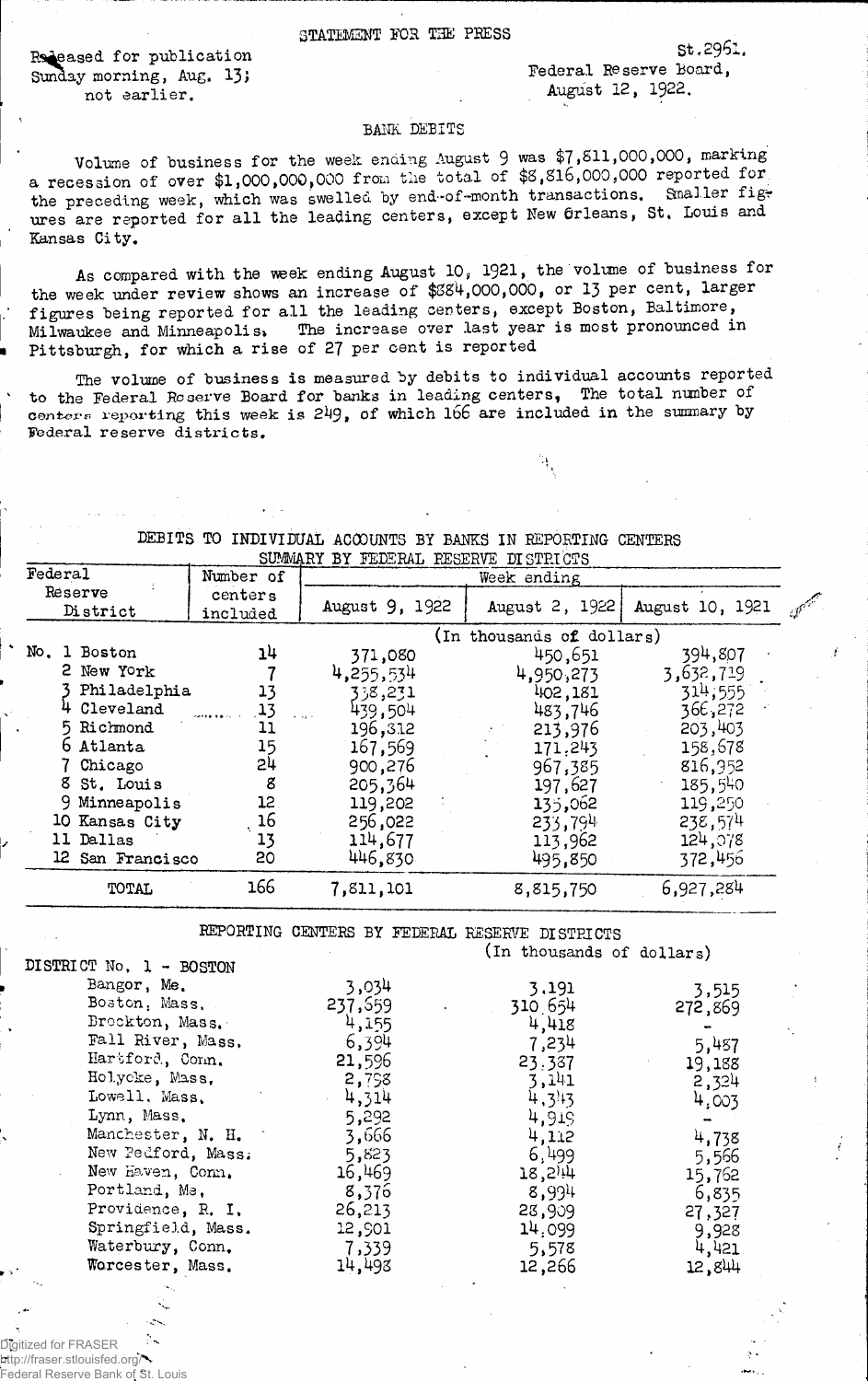STATEMENT FOR THE PRESS

Released for publication Sunday morning, Aug. 13; not earlier.

St.2961.
Federal Reserve Board,
August 12, 1922.

## BANK DEBITS

Volume of business for the week ending August 9 was $7,811,000,000, marking a recession of over $1,000,000,000 from the total of $8,816,000,000 reported for the preceding week, which was swelled by end-of-month transactions. Smaller figures are reported for all the leading centers, except New Orleans, St. Louis and Kansas City.

As compared with the week ending August 10, 1921, the volume of business for the week under review shows an increase of $884,000,000, or 13 per cent, larger figures being reported for all the leading centers, except Boston, Baltimore, Milwaukee and Minneapolis. The increase over last year is most pronounced in Pittsburgh, for which a rise of 27 per cent is reported

The volume of business is measured by debits to individual accounts reported to the Federal Reserve Board for banks in leading centers. The total number of centers reporting this week is 249, of which 166 are included in the summary by Federal reserve districts.

### DEBITS TO INDIVIDUAL ACCOUNTS BY BANKS IN REPORTING CENTERS
#### SUMMARY BY FEDERAL RESERVE DISTRICTS

| Federal Reserve District | Number of centers included | Week ending August 9, 1922 | Week ending August 2, 1922 | Week ending August 10, 1921 |
|---|---|---|---|---|
| | | (In thousands of dollars) | | |
| No. 1 Boston | 14 | 371,080 | 450,651 | 394,807 |
| 2 New York | 7 | 4,255,534 | 4,950,273 | 3,632,719 |
| 3 Philadelphia | 13 | 338,231 | 402,181 | 314,555 |
| 4 Cleveland | 13 | 439,504 | 483,746 | 366,272 |
| 5 Richmond | 11 | 196,312 | 213,976 | 203,403 |
| 6 Atlanta | 15 | 167,569 | 171,243 | 158,678 |
| 7 Chicago | 24 | 900,276 | 967,385 | 816,952 |
| 8 St. Louis | 8 | 205,364 | 197,627 | 185,540 |
| 9 Minneapolis | 12 | 119,202 | 135,062 | 119,250 |
| 10 Kansas City | 16 | 256,022 | 233,794 | 238,574 |
| 11 Dallas | 13 | 114,677 | 113,962 | 124,078 |
| 12 San Francisco | 20 | 446,830 | 495,850 | 372,456 |
| TOTAL | 166 | 7,811,101 | 8,815,750 | 6,927,284 |

### REPORTING CENTERS BY FEDERAL RESERVE DISTRICTS

(In thousands of dollars)

| DISTRICT No. 1 - BOSTON | August 9, 1922 | August 2, 1922 | August 10, 1921 |
|---|---|---|---|
| Bangor, Me. | 3,034 | 3,191 | 3,515 |
| Boston, Mass. | 237,659 | 310,654 | 272,869 |
| Brockton, Mass. | 4,155 | 4,418 | - |
| Fall River, Mass. | 6,394 | 7,234 | 5,487 |
| Hartford, Conn. | 21,596 | 23,337 | 19,188 |
| Holyoke, Mass. | 2,798 | 3,141 | 2,324 |
| Lowell, Mass. | 4,314 | 4,343 | 4,003 |
| Lynn, Mass. | 5,292 | 4,919 | - |
| Manchester, N. H. | 3,666 | 4,112 | 4,738 |
| New Bedford, Mass. | 5,823 | 6,499 | 5,566 |
| New Haven, Conn. | 16,469 | 18,244 | 15,762 |
| Portland, Me. | 8,376 | 8,994 | 6,835 |
| Providence, R. I. | 26,213 | 28,909 | 27,327 |
| Springfield, Mass. | 12,901 | 14,099 | 9,928 |
| Waterbury, Conn. | 7,339 | 5,578 | 4,421 |
| Worcester, Mass. | 14,498 | 12,266 | 12,844 |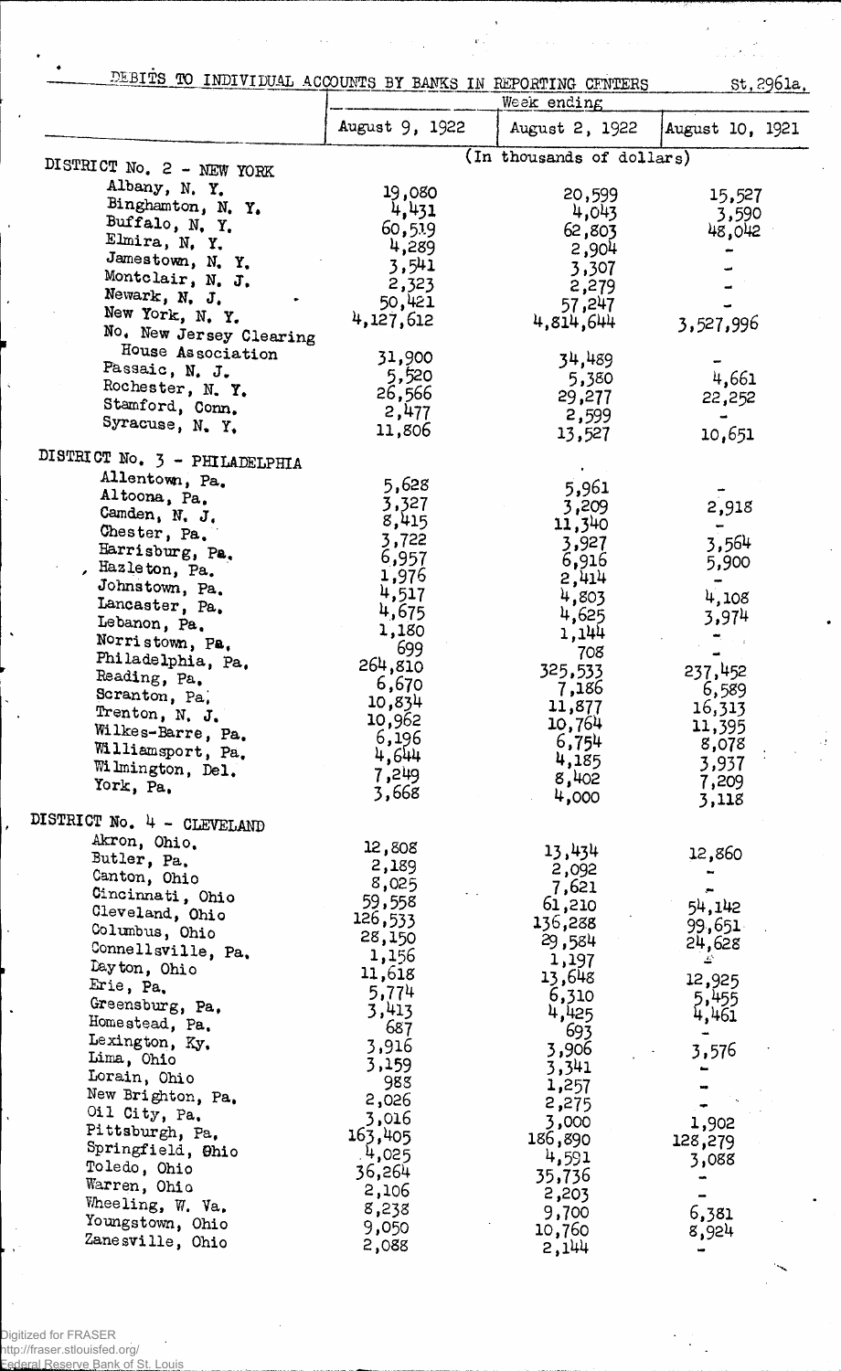DEBITS TO INDIVIDUAL ACCOUNTS BY BANKS IN REPORTING CENTERS

St.2961a.

| | Week ending | | |
|---|---|---|---|
| | August 9, 1922 | August 2, 1922 | August 10, 1921 |
| | (In thousands of dollars) | | |
| **DISTRICT No. 2 - NEW YORK** | | | |
| Albany, N. Y. | 19,080 | 20,599 | 15,527 |
| Binghamton, N. Y. | 4,431 | 4,043 | 3,590 |
| Buffalo, N. Y. | 60,519 | 62,803 | 48,042 |
| Elmira, N. Y. | 4,289 | 2,904 | - |
| Jamestown, N. Y. | 3,541 | 3,307 | - |
| Montclair, N. J. | 2,323 | 2,279 | - |
| Newark, N. J. | 50,421 | 57,247 | - |
| New York, N. Y. | 4,127,612 | 4,814,644 | 3,527,996 |
| No. New Jersey Clearing House Association | 31,900 | 34,489 | - |
| Passaic, N. J. | 5,520 | 5,380 | 4,661 |
| Rochester, N. Y. | 26,566 | 29,277 | 22,252 |
| Stamford, Conn. | 2,477 | 2,599 | - |
| Syracuse, N. Y. | 11,806 | 13,527 | 10,651 |
| **DISTRICT No. 3 - PHILADELPHIA** | | | |
| Allentown, Pa. | 5,628 | 5,961 | - |
| Altoona, Pa. | 3,327 | 3,209 | 2,918 |
| Camden, N. J. | 8,415 | 11,340 | - |
| Chester, Pa. | 3,722 | 3,927 | 3,564 |
| Harrisburg, Pa. | 6,957 | 6,916 | 5,900 |
| Hazleton, Pa. | 1,976 | 2,414 | - |
| Johnstown, Pa. | 4,517 | 4,803 | 4,108 |
| Lancaster, Pa. | 4,675 | 4,625 | 3,974 |
| Lebanon, Pa. | 1,180 | 1,144 | - |
| Norristown, Pa. | 699 | 708 | - |
| Philadelphia, Pa. | 264,810 | 325,533 | 237,452 |
| Reading, Pa. | 6,670 | 7,186 | 6,589 |
| Scranton, Pa. | 10,834 | 11,877 | 16,313 |
| Trenton, N. J. | 10,962 | 10,764 | 11,395 |
| Wilkes-Barre, Pa. | 6,196 | 6,754 | 8,078 |
| Williamsport, Pa. | 4,644 | 4,185 | 3,937 |
| Wilmington, Del. | 7,249 | 8,402 | 7,209 |
| York, Pa. | 3,668 | 4,000 | 3,118 |
| **DISTRICT No. 4 - CLEVELAND** | | | |
| Akron, Ohio. | 12,808 | 13,434 | 12,860 |
| Butler, Pa. | 2,189 | 2,092 | - |
| Canton, Ohio | 8,025 | 7,621 | - |
| Cincinnati, Ohio | 59,558 | 61,210 | 54,142 |
| Cleveland, Ohio | 126,533 | 136,288 | 99,651 |
| Columbus, Ohio | 28,150 | 29,584 | 24,628 |
| Connellsville, Pa. | 1,156 | 1,197 | - |
| Dayton, Ohio | 11,618 | 13,648 | 12,925 |
| Erie, Pa. | 5,774 | 6,310 | 5,455 |
| Greensburg, Pa. | 3,413 | 4,425 | 4,461 |
| Homestead, Pa. | 687 | 693 | - |
| Lexington, Ky. | 3,916 | 3,906 | 3,576 |
| Lima, Ohio | 3,159 | 3,341 | - |
| Lorain, Ohio | 983 | 1,257 | - |
| New Brighton, Pa. | 2,026 | 2,275 | - |
| Oil City, Pa. | 3,016 | 3,000 | 1,902 |
| Pittsburgh, Pa. | 163,405 | 186,890 | 128,279 |
| Springfield, Ohio | 4,025 | 4,591 | 3,088 |
| Toledo, Ohio | 36,264 | 35,736 | - |
| Warren, Ohio | 2,106 | 2,203 | - |
| Wheeling, W. Va. | 8,238 | 9,700 | 6,381 |
| Youngstown, Ohio | 9,050 | 10,760 | 8,924 |
| Zanesville, Ohio | 2,088 | 2,144 | - |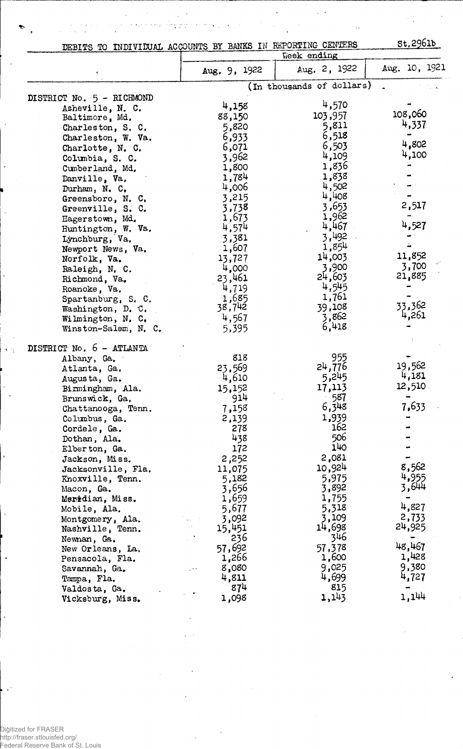St.2961b

## DEBITS TO INDIVIDUAL ACCOUNTS BY BANKS IN REPORTING CENTERS

| | Week ending | | |
|---|---|---|---|
| | Aug. 9, 1922 | Aug. 2, 1922 | Aug. 10, 1921 |
| | (In thousands of dollars) | | |
| **DISTRICT No. 5 - RICHMOND** | | | |
| Asheville, N. C. | 4,158 | 4,570 | - |
| Baltimore, Md. | 88,150 | 103,957 | 108,060 |
| Charleston, S. C. | 5,820 | 5,811 | 4,337 |
| Charleston, W. Va. | 6,933 | 6,518 | - |
| Charlotte, N. C. | 6,071 | 6,503 | 4,802 |
| Columbia, S. C. | 3,962 | 4,109 | 4,100 |
| Cumberland, Md. | 1,800 | 1,836 | - |
| Danville, Va. | 1,784 | 1,838 | - |
| Durham, N. C. | 4,006 | 4,502 | - |
| Greensboro, N. C. | 3,215 | 4,408 | - |
| Greenville, S. C. | 3,738 | 3,653 | 2,517 |
| Hagerstown, Md. | 1,673 | 1,962 | - |
| Huntington, W. Va. | 4,574 | 4,467 | 4,527 |
| Lynchburg, Va. | 3,381 | 3,492 | - |
| Newport News, Va. | 1,607 | 1,854 | - |
| Norfolk, Va. | 13,727 | 14,003 | 11,852 |
| Raleigh, N. C. | 4,000 | 3,900 | 3,700 |
| Richmond, Va. | 23,461 | 24,603 | 21,885 |
| Roanoke, Va. | 4,719 | 4,545 | - |
| Spartanburg, S. C. | 1,685 | 1,761 | - |
| Washington, D. C. | 38,742 | 39,108 | 33,362 |
| Wilmington, N. C. | 4,567 | 3,862 | 4,261 |
| Winston-Salem, N. C. | 5,395 | 6,418 | - |
| **DISTRICT No. 6 - ATLANTA** | | | |
| Albany, Ga. | 818 | 955 | - |
| Atlanta, Ga. | 23,569 | 24,776 | 19,562 |
| Augusta, Ga. | 4,610 | 5,245 | 4,181 |
| Birmingham, Ala. | 15,152 | 17,113 | 12,510 |
| Brunswick, Ga. | 914 | 587 | - |
| Chattanooga, Tenn. | 7,158 | 6,348 | 7,633 |
| Columbus, Ga. | 2,139 | 1,939 | - |
| Cordele, Ga. | 278 | 162 | - |
| Dothan, Ala. | 438 | 506 | - |
| Elberton, Ga. | 172 | 140 | - |
| Jackson, Miss. | 2,252 | 2,081 | - |
| Jacksonville, Fla. | 11,075 | 10,924 | 8,562 |
| Knoxville, Tenn. | 5,182 | 5,975 | 4,955 |
| Macon, Ga. | 3,656 | 3,892 | 3,644 |
| Meridian, Miss. | 1,659 | 1,755 | - |
| Mobile, Ala. | 5,677 | 5,318 | 4,827 |
| Montgomery, Ala. | 3,092 | 3,109 | 2,733 |
| Nashville, Tenn. | 15,451 | 14,698 | 24,925 |
| Newnan, Ga. | 236 | 346 | - |
| New Orleans, La. | 57,692 | 57,378 | 48,467 |
| Pensacola, Fla. | 1,266 | 1,600 | 1,428 |
| Savannah, Ga. | 8,080 | 9,025 | 9,380 |
| Tampa, Fla. | 4,811 | 4,699 | 4,727 |
| Valdosta, Ga. | 874 | 815 | - |
| Vicksburg, Miss. | 1,098 | 1,143 | 1,144 |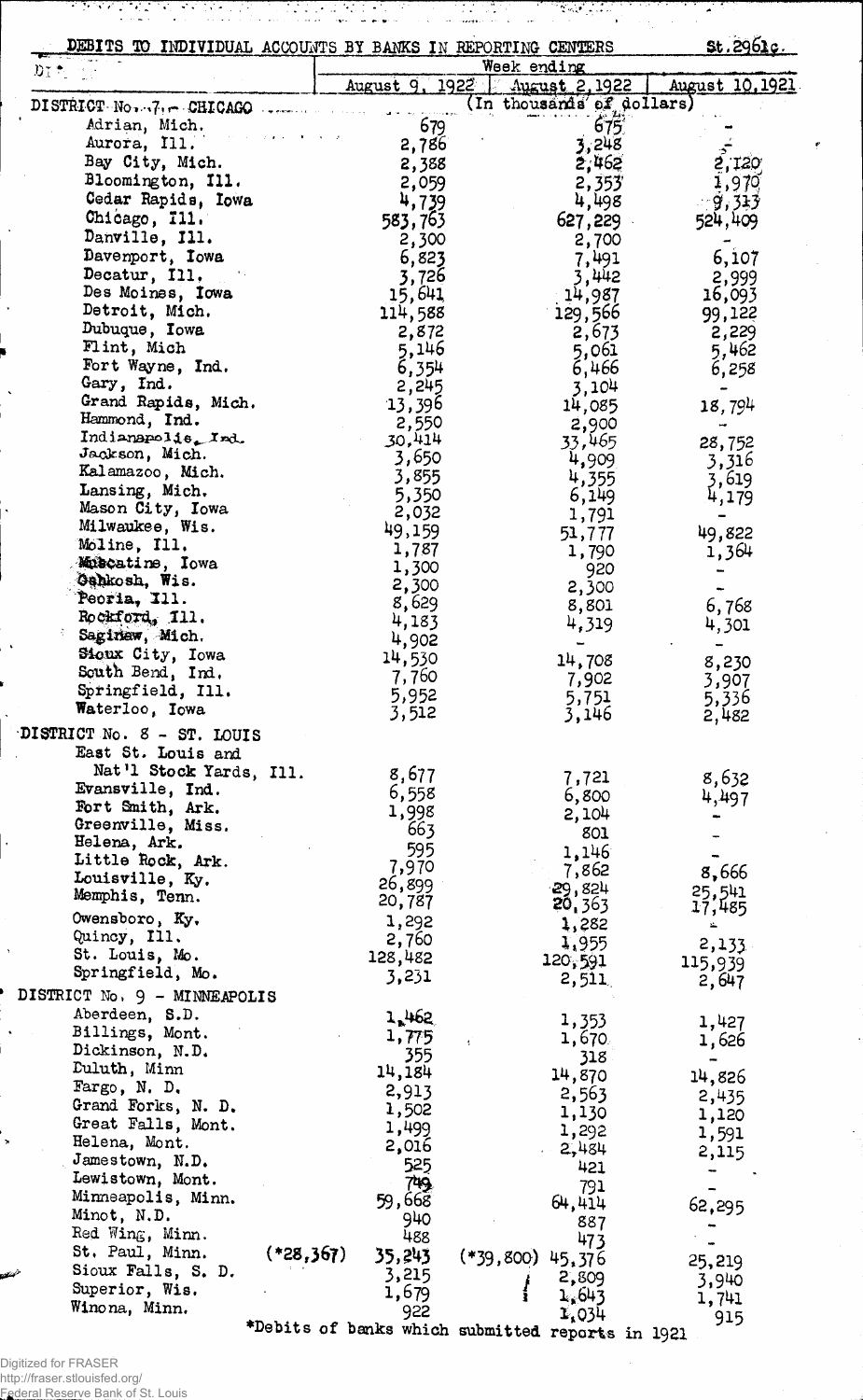DEBITS TO INDIVIDUAL ACCOUNTS BY BANKS IN REPORTING CENTERS St.2961c.

| | Week ending | | |
|---|---|---|---|
| | August 9, 1922 | August 2, 1922 | August 10, 1921 |
| DISTRICT No. 7 - CHICAGO | (In thousands of dollars) | | |
| Adrian, Mich. | 679 | 675 | - |
| Aurora, Ill. | 2,786 | 3,248 | - |
| Bay City, Mich. | 2,388 | 2,462 | 2,120 |
| Bloomington, Ill. | 2,059 | 2,353 | 1,970 |
| Cedar Rapids, Iowa | 4,739 | 4,498 | 9,313 |
| Chicago, Ill. | 583,763 | 627,229 | 524,409 |
| Danville, Ill. | 2,300 | 2,700 | - |
| Davenport, Iowa | 6,823 | 7,491 | 6,107 |
| Decatur, Ill. | 3,726 | 3,442 | 2,999 |
| Des Moines, Iowa | 15,641 | 14,987 | 16,093 |
| Detroit, Mich. | 114,588 | 129,566 | 99,122 |
| Dubuque, Iowa | 2,872 | 2,673 | 2,229 |
| Flint, Mich | 5,146 | 5,061 | 5,462 |
| Fort Wayne, Ind. | 6,354 | 6,466 | 6,258 |
| Gary, Ind. | 2,245 | 3,104 | - |
| Grand Rapids, Mich. | 13,396 | 14,085 | 18,794 |
| Hammond, Ind. | 2,550 | 2,900 | - |
| Indianapolis, Ind. | 30,414 | 33,465 | 28,752 |
| Jackson, Mich. | 3,650 | 4,909 | 3,316 |
| Kalamazoo, Mich. | 3,855 | 4,355 | 3,619 |
| Lansing, Mich. | 5,350 | 6,149 | 4,179 |
| Mason City, Iowa | 2,032 | 1,791 | - |
| Milwaukee, Wis. | 49,159 | 51,777 | 49,822 |
| Moline, Ill. | 1,787 | 1,790 | 1,364 |
| Muscatine, Iowa | 1,300 | 920 | - |
| Oshkosh, Wis. | 2,300 | 2,300 | - |
| Peoria, Ill. | 8,629 | 8,801 | 6,768 |
| Rockford, Ill. | 4,183 | 4,319 | 4,301 |
| Saginaw, Mich. | 4,902 | - | - |
| Sioux City, Iowa | 14,530 | 14,708 | 8,230 |
| South Bend, Ind. | 7,760 | 7,902 | 3,907 |
| Springfield, Ill. | 5,952 | 5,751 | 5,336 |
| Waterloo, Iowa | 3,512 | 3,146 | 2,482 |
| DISTRICT No. 8 - ST. LOUIS | | | |
| East St. Louis and Nat'l Stock Yards, Ill. | 8,677 | 7,721 | 8,632 |
| Evansville, Ind. | 6,558 | 6,800 | 4,497 |
| Fort Smith, Ark. | 1,998 | 2,104 | - |
| Greenville, Miss. | 663 | 801 | - |
| Helena, Ark. | 595 | 1,146 | - |
| Little Rock, Ark. | 7,970 | 7,862 | 8,666 |
| Louisville, Ky. | 26,899 | 29,824 | 25,541 |
| Memphis, Tenn. | 20,787 | 20,363 | 17,485 |
| Owensboro, Ky. | 1,292 | 1,282 | - |
| Quincy, Ill. | 2,760 | 1,955 | 2,133 |
| St. Louis, Mo. | 128,482 | 120,591 | 115,939 |
| Springfield, Mo. | 3,231 | 2,511 | 2,647 |
| DISTRICT No. 9 - MINNEAPOLIS | | | |
| Aberdeen, S.D. | 1,462 | 1,353 | 1,427 |
| Billings, Mont. | 1,775 | 1,670 | 1,626 |
| Dickinson, N.D. | 355 | 318 | - |
| Duluth, Minn | 14,184 | 14,870 | 14,826 |
| Fargo, N. D. | 2,913 | 2,563 | 2,435 |
| Grand Forks, N. D. | 1,502 | 1,130 | 1,120 |
| Great Falls, Mont. | 1,499 | 1,292 | 1,591 |
| Helena, Mont. | 2,016 | 2,484 | 2,115 |
| Jamestown, N.D. | 525 | 421 | - |
| Lewistown, Mont. | 749 | 791 | - |
| Minneapolis, Minn. | 59,668 | 64,414 | 62,295 |
| Minot, N.D. | 940 | 887 | - |
| Red Wing, Minn. | 488 | 473 | - |
| St. Paul, Minn. | (*28,367) 35,243 | (*39,800) 45,376 | 25,219 |
| Sioux Falls, S. D. | 3,215 | 2,809 | 3,940 |
| Superior, Wis. | 1,679 | 1,643 | 1,741 |
| Winona, Minn. | 922 | 1,034 | 915 |

*Debits of banks which submitted reports in 1921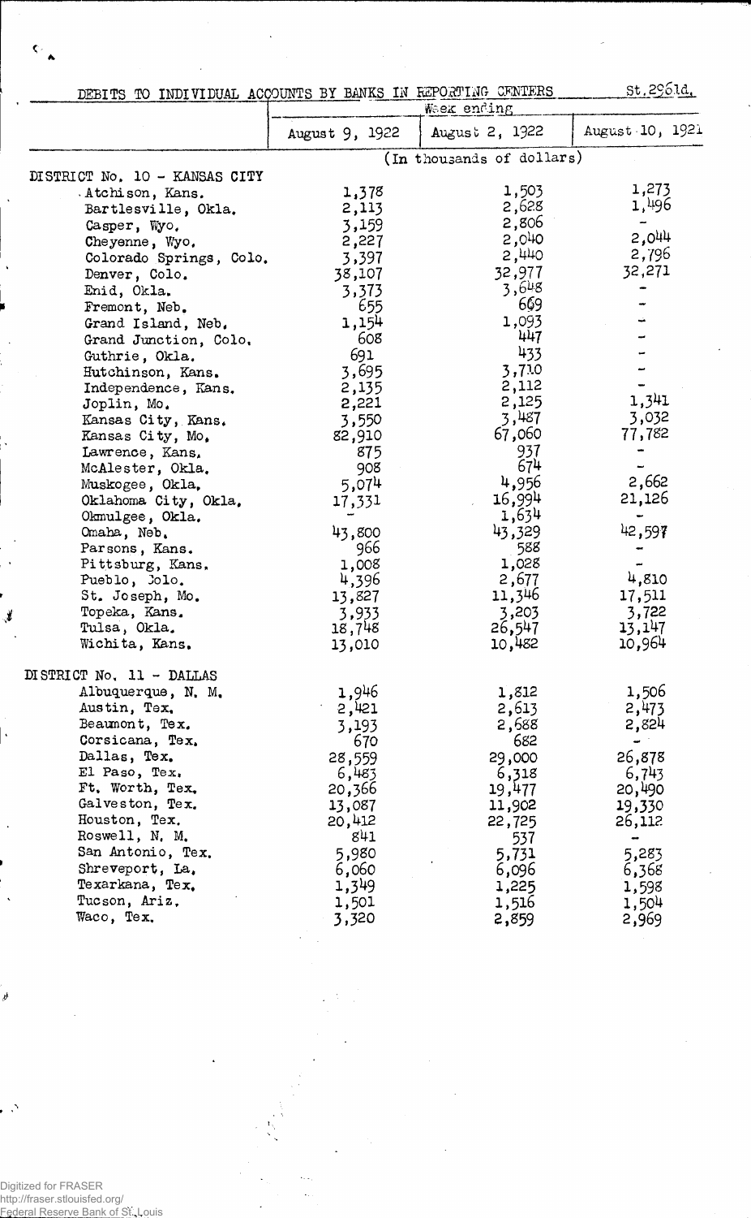St.2961d.

## DEBITS TO INDIVIDUAL ACCOUNTS BY BANKS IN REPORTING CENTERS

| | Week ending | | |
|---|---|---|---|
| | August 9, 1922 | August 2, 1922 | August 10, 1921 |
| | (In thousands of dollars) | | |
| **DISTRICT No. 10 - KANSAS CITY** | | | |
| Atchison, Kans. | 1,378 | 1,503 | 1,273 |
| Bartlesville, Okla. | 2,113 | 2,628 | 1,496 |
| Casper, Wyo. | 3,159 | 2,806 | - |
| Cheyenne, Wyo. | 2,227 | 2,040 | 2,044 |
| Colorado Springs, Colo. | 3,397 | 2,440 | 2,796 |
| Denver, Colo. | 38,107 | 32,977 | 32,271 |
| Enid, Okla. | 3,373 | 3,648 | - |
| Fremont, Neb. | 655 | 669 | - |
| Grand Island, Neb. | 1,154 | 1,093 | - |
| Grand Junction, Colo. | 608 | 447 | - |
| Guthrie, Okla. | 691 | 433 | - |
| Hutchinson, Kans. | 3,695 | 3,710 | - |
| Independence, Kans. | 2,135 | 2,112 | - |
| Joplin, Mo. | 2,221 | 2,125 | 1,341 |
| Kansas City, Kans. | 3,550 | 3,487 | 3,032 |
| Kansas City, Mo. | 82,910 | 67,060 | 77,782 |
| Lawrence, Kans. | 875 | 937 | - |
| McAlester, Okla. | 908 | 674 | - |
| Muskogee, Okla. | 5,074 | 4,956 | 2,662 |
| Oklahoma City, Okla. | 17,331 | 16,994 | 21,126 |
| Okmulgee, Okla. | - | 1,634 | - |
| Omaha, Neb. | 43,800 | 43,329 | 42,597 |
| Parsons, Kans. | 966 | 588 | - |
| Pittsburg, Kans. | 1,008 | 1,028 | - |
| Pueblo, Colo. | 4,396 | 2,677 | 4,810 |
| St. Joseph, Mo. | 13,827 | 11,346 | 17,511 |
| Topeka, Kans. | 3,933 | 3,203 | 3,722 |
| Tulsa, Okla. | 18,748 | 26,547 | 13,147 |
| Wichita, Kans. | 13,010 | 10,482 | 10,964 |
| **DISTRICT No. 11 - DALLAS** | | | |
| Albuquerque, N. M. | 1,946 | 1,812 | 1,506 |
| Austin, Tex. | 2,421 | 2,613 | 2,473 |
| Beaumont, Tex. | 3,193 | 2,688 | 2,824 |
| Corsicana, Tex. | 670 | 682 | - |
| Dallas, Tex. | 28,559 | 29,000 | 26,878 |
| El Paso, Tex. | 6,483 | 6,318 | 6,743 |
| Ft. Worth, Tex. | 20,366 | 19,477 | 20,490 |
| Galveston, Tex. | 13,087 | 11,902 | 19,330 |
| Houston, Tex. | 20,412 | 22,725 | 26,112 |
| Roswell, N. M. | 841 | 537 | - |
| San Antonio, Tex. | 5,980 | 5,731 | 5,283 |
| Shreveport, La. | 6,060 | 6,096 | 6,368 |
| Texarkana, Tex. | 1,349 | 1,225 | 1,598 |
| Tucson, Ariz. | 1,501 | 1,516 | 1,504 |
| Waco, Tex. | 3,320 | 2,859 | 2,969 |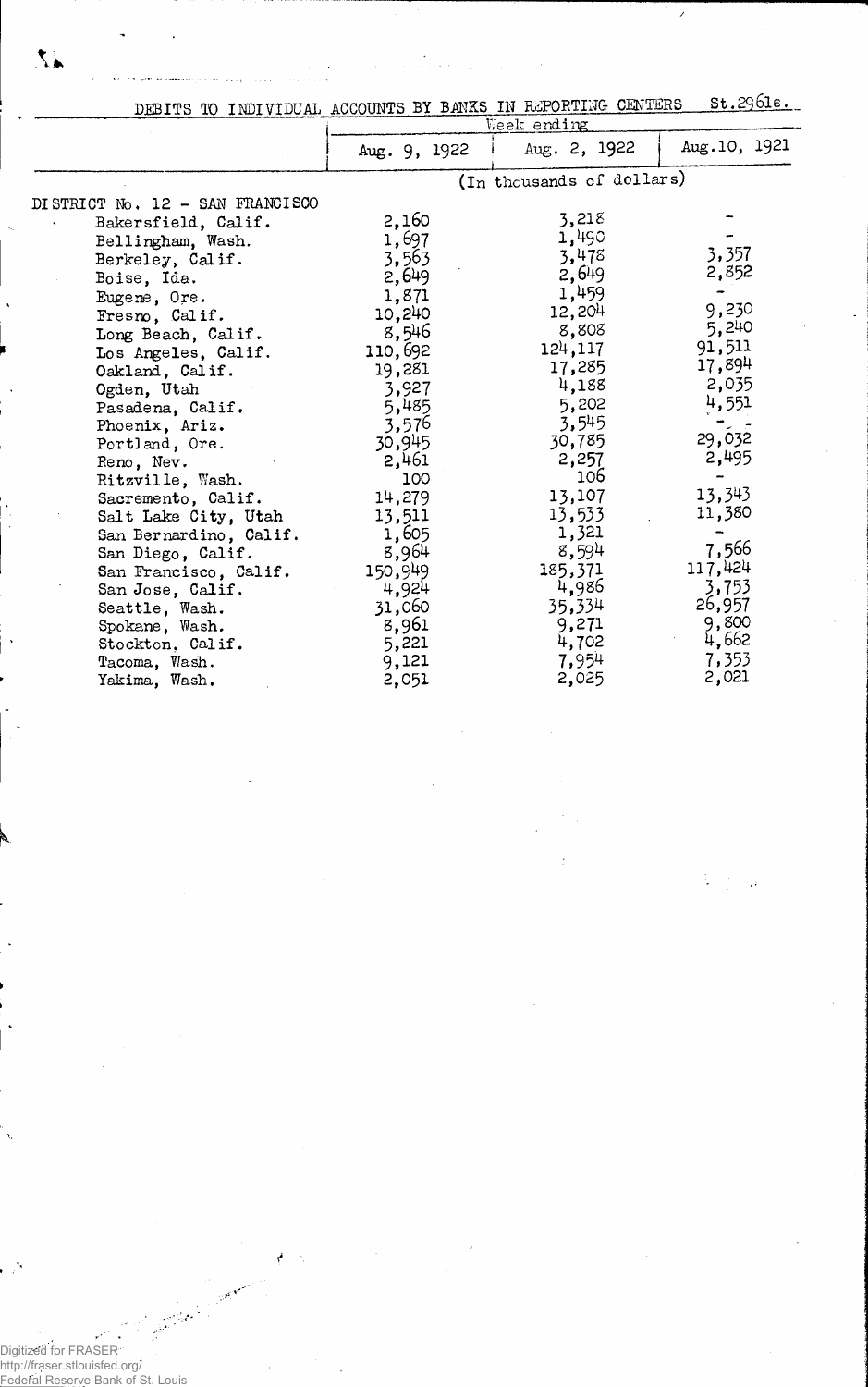DEBITS TO INDIVIDUAL ACCOUNTS BY BANKS IN REPORTING CENTERS St.2961e.

| | Week ending | | |
|---|---|---|---|
| | Aug. 9, 1922 | Aug. 2, 1922 | Aug. 10, 1921 |
| | (In thousands of dollars) | | |
| DISTRICT No. 12 - SAN FRANCISCO | | | |
| Bakersfield, Calif. | 2,160 | 3,218 | - |
| Bellingham, Wash. | 1,697 | 1,490 | - |
| Berkeley, Calif. | 3,563 | 3,478 | 3,357 |
| Boise, Ida. | 2,649 | 2,649 | 2,852 |
| Eugene, Ore. | 1,871 | 1,459 | - |
| Fresno, Calif. | 10,240 | 12,204 | 9,230 |
| Long Beach, Calif. | 8,546 | 8,808 | 5,240 |
| Los Angeles, Calif. | 110,692 | 124,117 | 91,511 |
| Oakland, Calif. | 19,281 | 17,285 | 17,894 |
| Ogden, Utah | 3,927 | 4,188 | 2,035 |
| Pasadena, Calif. | 5,485 | 5,202 | 4,551 |
| Phoenix, Ariz. | 3,576 | 3,545 | - |
| Portland, Ore. | 30,945 | 30,785 | 29,032 |
| Reno, Nev. | 2,461 | 2,257 | 2,495 |
| Ritzville, Wash. | 100 | 106 | - |
| Sacremento, Calif. | 14,279 | 13,107 | 13,343 |
| Salt Lake City, Utah | 13,511 | 13,533 | 11,380 |
| San Bernardino, Calif. | 1,605 | 1,321 | - |
| San Diego, Calif. | 8,964 | 8,594 | 7,566 |
| San Francisco, Calif. | 150,949 | 185,371 | 117,424 |
| San Jose, Calif. | 4,924 | 4,986 | 3,753 |
| Seattle, Wash. | 31,060 | 35,334 | 26,957 |
| Spokane, Wash. | 8,961 | 9,271 | 9,800 |
| Stockton, Calif. | 5,221 | 4,702 | 4,662 |
| Tacoma, Wash. | 9,121 | 7,954 | 7,353 |
| Yakima, Wash. | 2,051 | 2,025 | 2,021 |